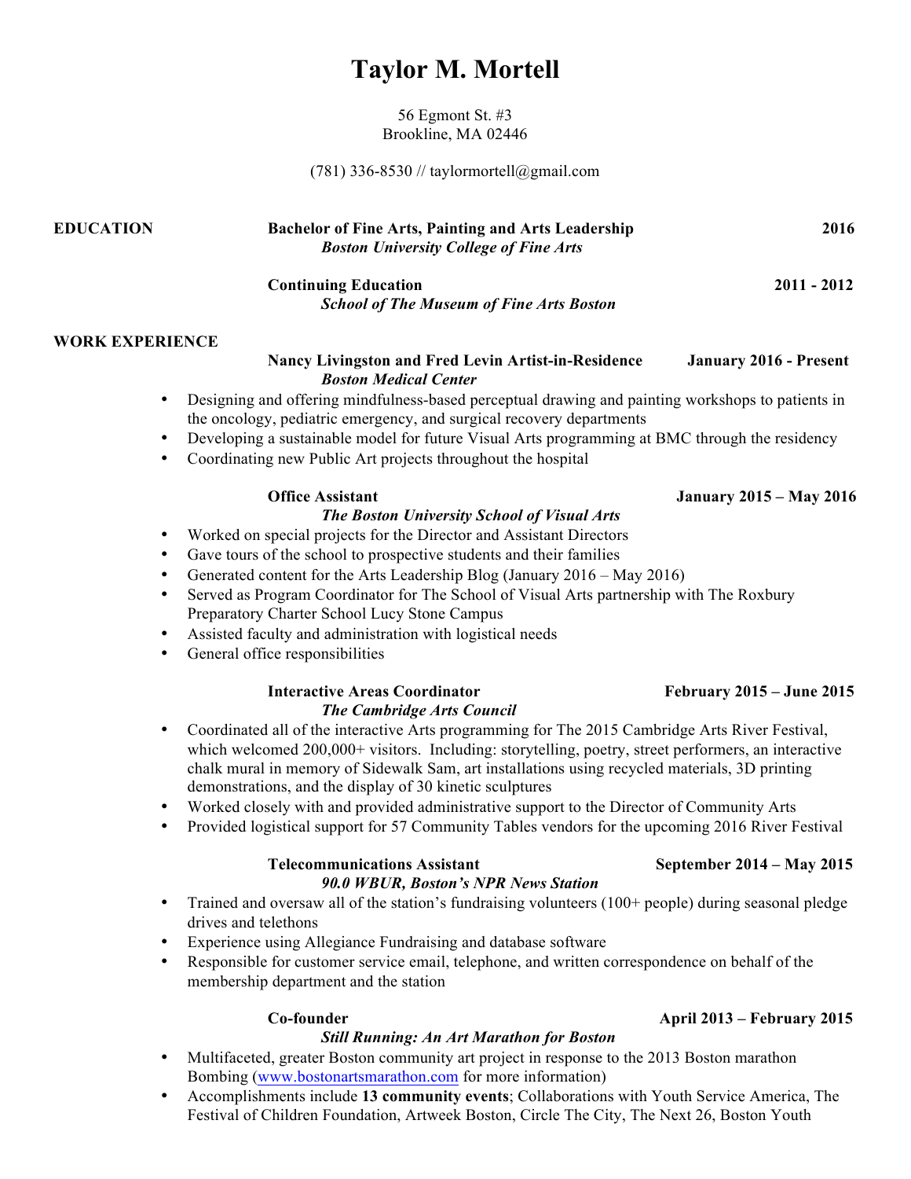# Taylor M. Mortell

56 Egmont St. #3
Brookline, MA 02446

(781) 336-8530 // taylormortell@gmail.com

## EDUCATION

**Bachelor of Fine Arts, Painting and Arts Leadership** — **2016**
***Boston University College of Fine Arts***

**Continuing Education** — **2011 - 2012**
***School of The Museum of Fine Arts Boston***

## WORK EXPERIENCE

**Nancy Livingston and Fred Levin Artist-in-Residence** — **January 2016 - Present**
***Boston Medical Center***

- Designing and offering mindfulness-based perceptual drawing and painting workshops to patients in the oncology, pediatric emergency, and surgical recovery departments
- Developing a sustainable model for future Visual Arts programming at BMC through the residency
- Coordinating new Public Art projects throughout the hospital

**Office Assistant** — **January 2015 – May 2016**
***The Boston University School of Visual Arts***

- Worked on special projects for the Director and Assistant Directors
- Gave tours of the school to prospective students and their families
- Generated content for the Arts Leadership Blog (January 2016 – May 2016)
- Served as Program Coordinator for The School of Visual Arts partnership with The Roxbury Preparatory Charter School Lucy Stone Campus
- Assisted faculty and administration with logistical needs
- General office responsibilities

**Interactive Areas Coordinator** — **February 2015 – June 2015**
***The Cambridge Arts Council***

- Coordinated all of the interactive Arts programming for The 2015 Cambridge Arts River Festival, which welcomed 200,000+ visitors. Including: storytelling, poetry, street performers, an interactive chalk mural in memory of Sidewalk Sam, art installations using recycled materials, 3D printing demonstrations, and the display of 30 kinetic sculptures
- Worked closely with and provided administrative support to the Director of Community Arts
- Provided logistical support for 57 Community Tables vendors for the upcoming 2016 River Festival

**Telecommunications Assistant** — **September 2014 – May 2015**
***90.0 WBUR, Boston's NPR News Station***

- Trained and oversaw all of the station's fundraising volunteers (100+ people) during seasonal pledge drives and telethons
- Experience using Allegiance Fundraising and database software
- Responsible for customer service email, telephone, and written correspondence on behalf of the membership department and the station

**Co-founder** — **April 2013 – February 2015**
***Still Running: An Art Marathon for Boston***

- Multifaceted, greater Boston community art project in response to the 2013 Boston marathon Bombing ([www.bostonartsmarathon.com](www.bostonartsmarathon.com) for more information)
- Accomplishments include **13 community events**; Collaborations with Youth Service America, The Festival of Children Foundation, Artweek Boston, Circle The City, The Next 26, Boston Youth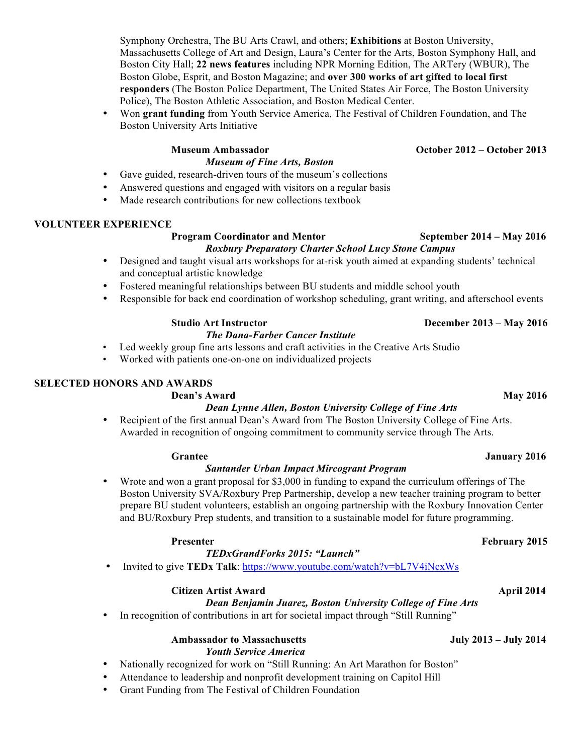Symphony Orchestra, The BU Arts Crawl, and others; **Exhibitions** at Boston University, Massachusetts College of Art and Design, Laura's Center for the Arts, Boston Symphony Hall, and Boston City Hall; **22 news features** including NPR Morning Edition, The ARTery (WBUR), The Boston Globe, Esprit, and Boston Magazine; and **over 300 works of art gifted to local first responders** (The Boston Police Department, The United States Air Force, The Boston University Police), The Boston Athletic Association, and Boston Medical Center.

- Won **grant funding** from Youth Service America, The Festival of Children Foundation, and The Boston University Arts Initiative

**Museum Ambassador** **October 2012 – October 2013**
***Museum of Fine Arts, Boston***

- Gave guided, research-driven tours of the museum's collections
- Answered questions and engaged with visitors on a regular basis
- Made research contributions for new collections textbook

## VOLUNTEER EXPERIENCE

**Program Coordinator and Mentor** **September 2014 – May 2016**
***Roxbury Preparatory Charter School Lucy Stone Campus***

- Designed and taught visual arts workshops for at-risk youth aimed at expanding students' technical and conceptual artistic knowledge
- Fostered meaningful relationships between BU students and middle school youth
- Responsible for back end coordination of workshop scheduling, grant writing, and afterschool events

**Studio Art Instructor** **December 2013 – May 2016**
***The Dana-Farber Cancer Institute***

- Led weekly group fine arts lessons and craft activities in the Creative Arts Studio
- Worked with patients one-on-one on individualized projects

## SELECTED HONORS AND AWARDS

**Dean's Award** **May 2016**
***Dean Lynne Allen, Boston University College of Fine Arts***

- Recipient of the first annual Dean's Award from The Boston University College of Fine Arts. Awarded in recognition of ongoing commitment to community service through The Arts.

**Grantee** **January 2016**
***Santander Urban Impact Mircogrant Program***

- Wrote and won a grant proposal for $3,000 in funding to expand the curriculum offerings of The Boston University SVA/Roxbury Prep Partnership, develop a new teacher training program to better prepare BU student volunteers, establish an ongoing partnership with the Roxbury Innovation Center and BU/Roxbury Prep students, and transition to a sustainable model for future programming.

**Presenter** **February 2015**
***TEDxGrandForks 2015: "Launch"***

- Invited to give **TEDx Talk**: https://www.youtube.com/watch?v=bL7V4iNcxWs

**Citizen Artist Award** **April 2014**
***Dean Benjamin Juarez, Boston University College of Fine Arts***

- In recognition of contributions in art for societal impact through "Still Running"

**Ambassador to Massachusetts** **July 2013 – July 2014**
***Youth Service America***

- Nationally recognized for work on "Still Running: An Art Marathon for Boston"
- Attendance to leadership and nonprofit development training on Capitol Hill
- Grant Funding from The Festival of Children Foundation